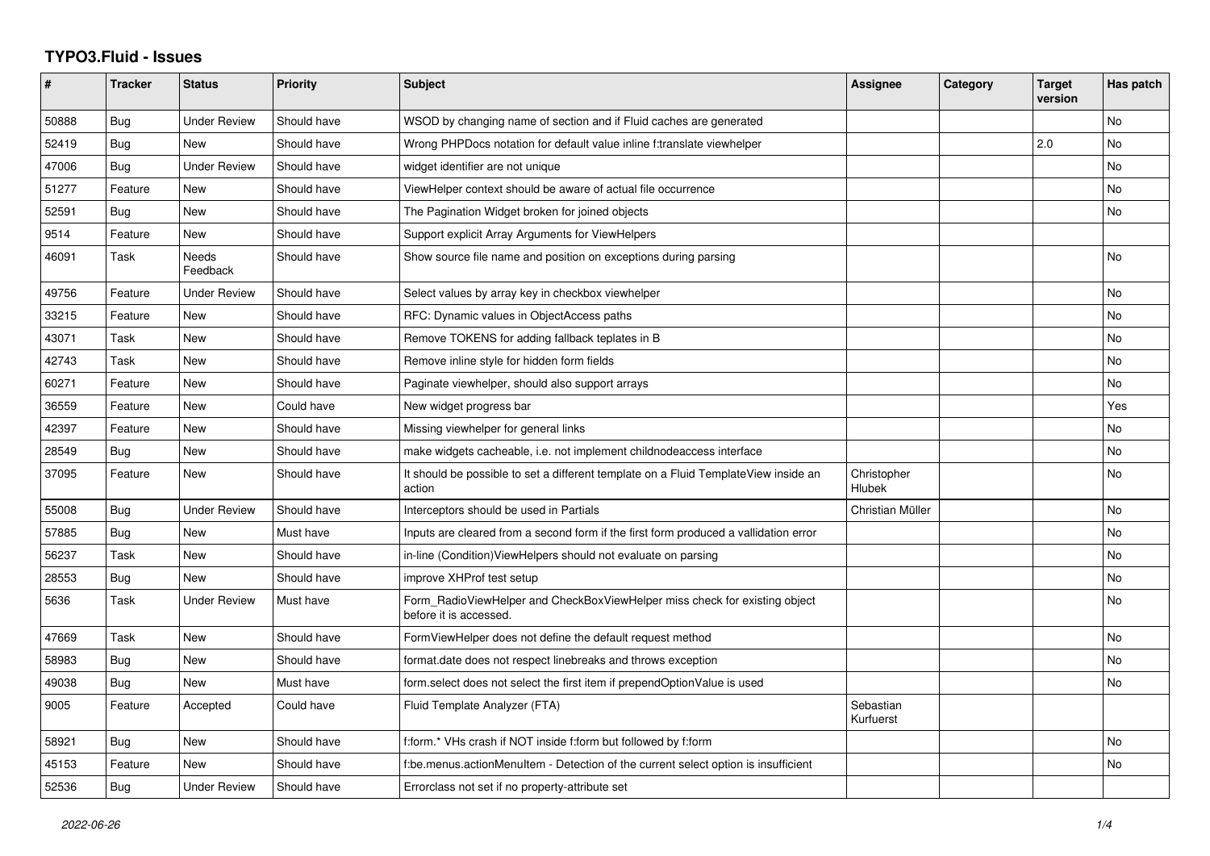# TYPO3.Fluid - Issues

| # | Tracker | Status | Priority | Subject | Assignee | Category | Target version | Has patch |
|---|---|---|---|---|---|---|---|---|
| 50888 | Bug | Under Review | Should have | WSOD by changing name of section and if Fluid caches are generated | | | | No |
| 52419 | Bug | New | Should have | Wrong PHPDocs notation for default value inline f:translate viewhelper | | | 2.0 | No |
| 47006 | Bug | Under Review | Should have | widget identifier are not unique | | | | No |
| 51277 | Feature | New | Should have | ViewHelper context should be aware of actual file occurrence | | | | No |
| 52591 | Bug | New | Should have | The Pagination Widget broken for joined objects | | | | No |
| 9514 | Feature | New | Should have | Support explicit Array Arguments for ViewHelpers | | | | |
| 46091 | Task | Needs Feedback | Should have | Show source file name and position on exceptions during parsing | | | | No |
| 49756 | Feature | Under Review | Should have | Select values by array key in checkbox viewhelper | | | | No |
| 33215 | Feature | New | Should have | RFC: Dynamic values in ObjectAccess paths | | | | No |
| 43071 | Task | New | Should have | Remove TOKENS for adding fallback teplates in B | | | | No |
| 42743 | Task | New | Should have | Remove inline style for hidden form fields | | | | No |
| 60271 | Feature | New | Should have | Paginate viewhelper, should also support arrays | | | | No |
| 36559 | Feature | New | Could have | New widget progress bar | | | | Yes |
| 42397 | Feature | New | Should have | Missing viewhelper for general links | | | | No |
| 28549 | Bug | New | Should have | make widgets cacheable, i.e. not implement childnodeaccess interface | | | | No |
| 37095 | Feature | New | Should have | It should be possible to set a different template on a Fluid TemplateView inside an action | Christopher Hlubek | | | No |
| 55008 | Bug | Under Review | Should have | Interceptors should be used in Partials | Christian Müller | | | No |
| 57885 | Bug | New | Must have | Inputs are cleared from a second form if the first form produced a vallidation error | | | | No |
| 56237 | Task | New | Should have | in-line (Condition)ViewHelpers should not evaluate on parsing | | | | No |
| 28553 | Bug | New | Should have | improve XHProf test setup | | | | No |
| 5636 | Task | Under Review | Must have | Form_RadioViewHelper and CheckBoxViewHelper miss check for existing object before it is accessed. | | | | No |
| 47669 | Task | New | Should have | FormViewHelper does not define the default request method | | | | No |
| 58983 | Bug | New | Should have | format.date does not respect linebreaks and throws exception | | | | No |
| 49038 | Bug | New | Must have | form.select does not select the first item if prependOptionValue is used | | | | No |
| 9005 | Feature | Accepted | Could have | Fluid Template Analyzer (FTA) | Sebastian Kurfuerst | | | |
| 58921 | Bug | New | Should have | f:form.* VHs crash if NOT inside f:form but followed by f:form | | | | No |
| 45153 | Feature | New | Should have | f:be.menus.actionMenuItem - Detection of the current select option is insufficient | | | | No |
| 52536 | Bug | Under Review | Should have | Errorclass not set if no property-attribute set | | | | |

*2022-06-26*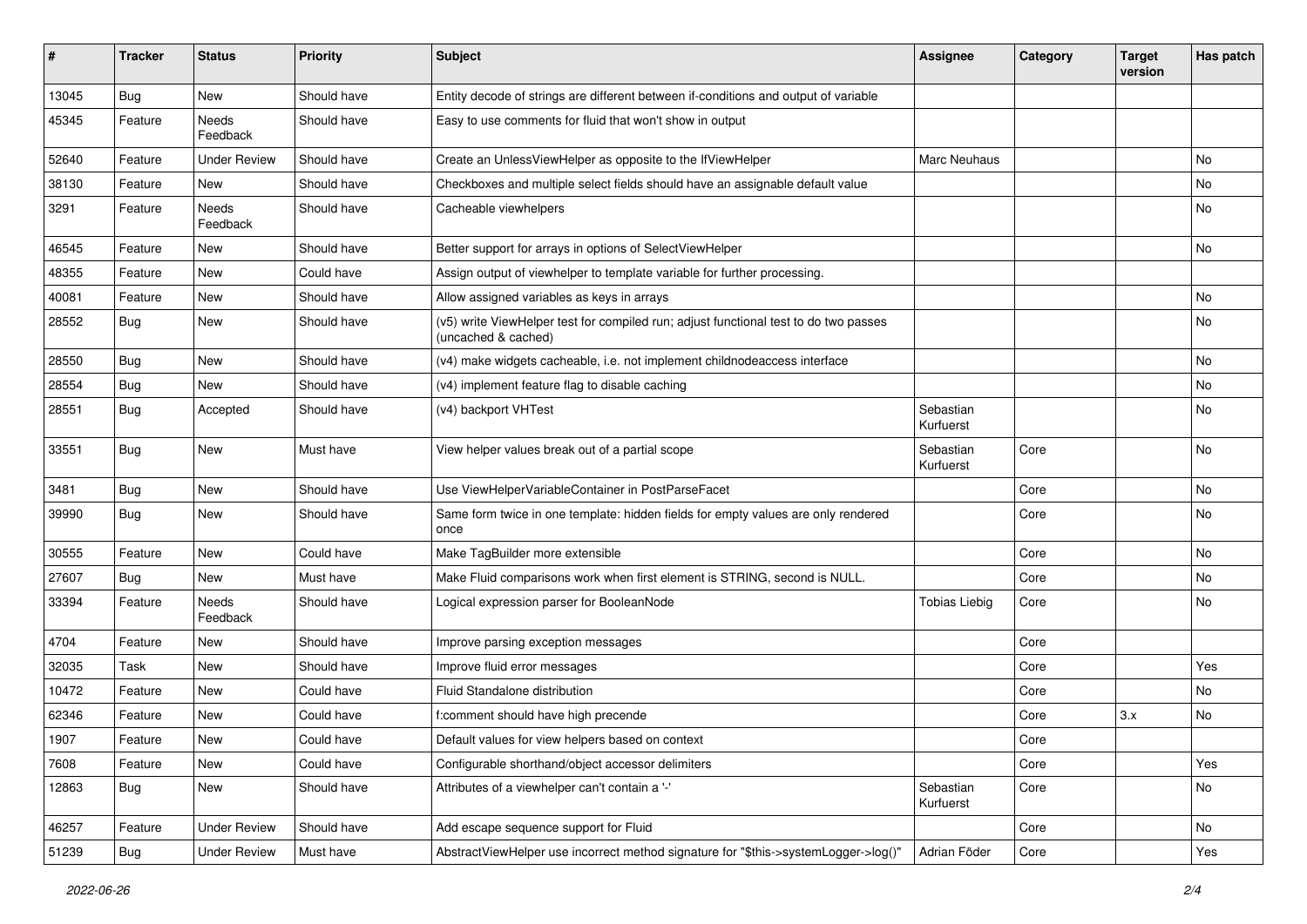| # | Tracker | Status | Priority | Subject | Assignee | Category | Target version | Has patch |
|---|---|---|---|---|---|---|---|---|
| 13045 | Bug | New | Should have | Entity decode of strings are different between if-conditions and output of variable | | | | |
| 45345 | Feature | Needs Feedback | Should have | Easy to use comments for fluid that won't show in output | | | | |
| 52640 | Feature | Under Review | Should have | Create an UnlessViewHelper as opposite to the IfViewHelper | Marc Neuhaus | | | No |
| 38130 | Feature | New | Should have | Checkboxes and multiple select fields should have an assignable default value | | | | No |
| 3291 | Feature | Needs Feedback | Should have | Cacheable viewhelpers | | | | No |
| 46545 | Feature | New | Should have | Better support for arrays in options of SelectViewHelper | | | | No |
| 48355 | Feature | New | Could have | Assign output of viewhelper to template variable for further processing. | | | | |
| 40081 | Feature | New | Should have | Allow assigned variables as keys in arrays | | | | No |
| 28552 | Bug | New | Should have | (v5) write ViewHelper test for compiled run; adjust functional test to do two passes (uncached & cached) | | | | No |
| 28550 | Bug | New | Should have | (v4) make widgets cacheable, i.e. not implement childnodeaccess interface | | | | No |
| 28554 | Bug | New | Should have | (v4) implement feature flag to disable caching | | | | No |
| 28551 | Bug | Accepted | Should have | (v4) backport VHTest | Sebastian Kurfuerst | | | No |
| 33551 | Bug | New | Must have | View helper values break out of a partial scope | Sebastian Kurfuerst | Core | | No |
| 3481 | Bug | New | Should have | Use ViewHelperVariableContainer in PostParseFacet | | Core | | No |
| 39990 | Bug | New | Should have | Same form twice in one template: hidden fields for empty values are only rendered once | | Core | | No |
| 30555 | Feature | New | Could have | Make TagBuilder more extensible | | Core | | No |
| 27607 | Bug | New | Must have | Make Fluid comparisons work when first element is STRING, second is NULL. | | Core | | No |
| 33394 | Feature | Needs Feedback | Should have | Logical expression parser for BooleanNode | Tobias Liebig | Core | | No |
| 4704 | Feature | New | Should have | Improve parsing exception messages | | Core | | |
| 32035 | Task | New | Should have | Improve fluid error messages | | Core | | Yes |
| 10472 | Feature | New | Could have | Fluid Standalone distribution | | Core | | No |
| 62346 | Feature | New | Could have | f:comment should have high precende | | Core | 3.x | No |
| 1907 | Feature | New | Could have | Default values for view helpers based on context | | Core | | |
| 7608 | Feature | New | Could have | Configurable shorthand/object accessor delimiters | | Core | | Yes |
| 12863 | Bug | New | Should have | Attributes of a viewhelper can't contain a '-' | Sebastian Kurfuerst | Core | | No |
| 46257 | Feature | Under Review | Should have | Add escape sequence support for Fluid | | Core | | No |
| 51239 | Bug | Under Review | Must have | AbstractViewHelper use incorrect method signature for "$this->systemLogger->log()" | Adrian Föder | Core | | Yes |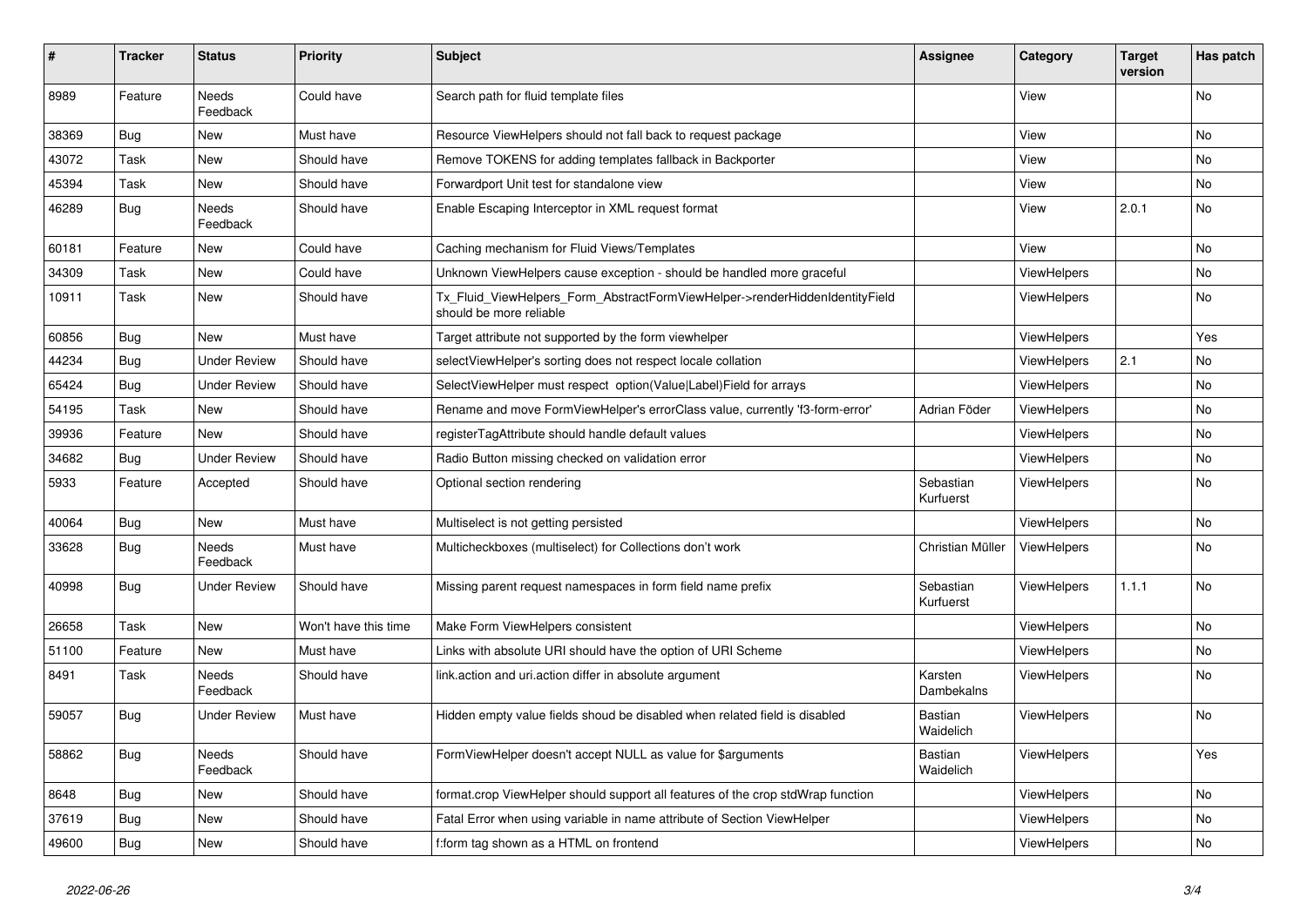| # | Tracker | Status | Priority | Subject | Assignee | Category | Target version | Has patch |
|---|---|---|---|---|---|---|---|---|
| 8989 | Feature | Needs Feedback | Could have | Search path for fluid template files | | View | | No |
| 38369 | Bug | New | Must have | Resource ViewHelpers should not fall back to request package | | View | | No |
| 43072 | Task | New | Should have | Remove TOKENS for adding templates fallback in Backporter | | View | | No |
| 45394 | Task | New | Should have | Forwardport Unit test for standalone view | | View | | No |
| 46289 | Bug | Needs Feedback | Should have | Enable Escaping Interceptor in XML request format | | View | 2.0.1 | No |
| 60181 | Feature | New | Could have | Caching mechanism for Fluid Views/Templates | | View | | No |
| 34309 | Task | New | Could have | Unknown ViewHelpers cause exception - should be handled more graceful | | ViewHelpers | | No |
| 10911 | Task | New | Should have | Tx_Fluid_ViewHelpers_Form_AbstractFormViewHelper->renderHiddenIdentityField should be more reliable | | ViewHelpers | | No |
| 60856 | Bug | New | Must have | Target attribute not supported by the form viewhelper | | ViewHelpers | | Yes |
| 44234 | Bug | Under Review | Should have | selectViewHelper's sorting does not respect locale collation | | ViewHelpers | 2.1 | No |
| 65424 | Bug | Under Review | Should have | SelectViewHelper must respect option(Value\|Label)Field for arrays | | ViewHelpers | | No |
| 54195 | Task | New | Should have | Rename and move FormViewHelper's errorClass value, currently 'f3-form-error' | Adrian Föder | ViewHelpers | | No |
| 39936 | Feature | New | Should have | registerTagAttribute should handle default values | | ViewHelpers | | No |
| 34682 | Bug | Under Review | Should have | Radio Button missing checked on validation error | | ViewHelpers | | No |
| 5933 | Feature | Accepted | Should have | Optional section rendering | Sebastian Kurfuerst | ViewHelpers | | No |
| 40064 | Bug | New | Must have | Multiselect is not getting persisted | | ViewHelpers | | No |
| 33628 | Bug | Needs Feedback | Must have | Multicheckboxes (multiselect) for Collections don't work | Christian Müller | ViewHelpers | | No |
| 40998 | Bug | Under Review | Should have | Missing parent request namespaces in form field name prefix | Sebastian Kurfuerst | ViewHelpers | 1.1.1 | No |
| 26658 | Task | New | Won't have this time | Make Form ViewHelpers consistent | | ViewHelpers | | No |
| 51100 | Feature | New | Must have | Links with absolute URI should have the option of URI Scheme | | ViewHelpers | | No |
| 8491 | Task | Needs Feedback | Should have | link.action and uri.action differ in absolute argument | Karsten Dambekalns | ViewHelpers | | No |
| 59057 | Bug | Under Review | Must have | Hidden empty value fields shoud be disabled when related field is disabled | Bastian Waidelich | ViewHelpers | | No |
| 58862 | Bug | Needs Feedback | Should have | FormViewHelper doesn't accept NULL as value for $arguments | Bastian Waidelich | ViewHelpers | | Yes |
| 8648 | Bug | New | Should have | format.crop ViewHelper should support all features of the crop stdWrap function | | ViewHelpers | | No |
| 37619 | Bug | New | Should have | Fatal Error when using variable in name attribute of Section ViewHelper | | ViewHelpers | | No |
| 49600 | Bug | New | Should have | f:form tag shown as a HTML on frontend | | ViewHelpers | | No |

*2022-06-26*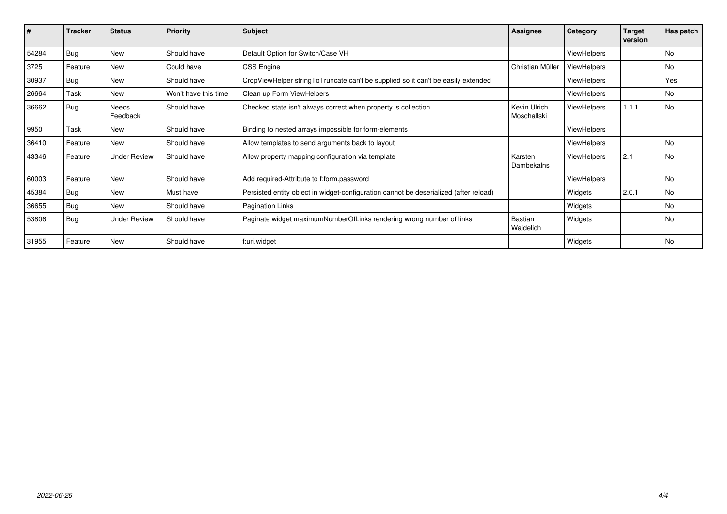| # | Tracker | Status | Priority | Subject | Assignee | Category | Target version | Has patch |
|---|---|---|---|---|---|---|---|---|
| 54284 | Bug | New | Should have | Default Option for Switch/Case VH | | ViewHelpers | | No |
| 3725 | Feature | New | Could have | CSS Engine | Christian Müller | ViewHelpers | | No |
| 30937 | Bug | New | Should have | CropViewHelper stringToTruncate can't be supplied so it can't be easily extended | | ViewHelpers | | Yes |
| 26664 | Task | New | Won't have this time | Clean up Form ViewHelpers | | ViewHelpers | | No |
| 36662 | Bug | Needs Feedback | Should have | Checked state isn't always correct when property is collection | Kevin Ulrich Moschallski | ViewHelpers | 1.1.1 | No |
| 9950 | Task | New | Should have | Binding to nested arrays impossible for form-elements | | ViewHelpers | | |
| 36410 | Feature | New | Should have | Allow templates to send arguments back to layout | | ViewHelpers | | No |
| 43346 | Feature | Under Review | Should have | Allow property mapping configuration via template | Karsten Dambekalns | ViewHelpers | 2.1 | No |
| 60003 | Feature | New | Should have | Add required-Attribute to f:form.password | | ViewHelpers | | No |
| 45384 | Bug | New | Must have | Persisted entity object in widget-configuration cannot be deserialized (after reload) | | Widgets | 2.0.1 | No |
| 36655 | Bug | New | Should have | Pagination Links | | Widgets | | No |
| 53806 | Bug | Under Review | Should have | Paginate widget maximumNumberOfLinks rendering wrong number of links | Bastian Waidelich | Widgets | | No |
| 31955 | Feature | New | Should have | f:uri.widget | | Widgets | | No |

2022-06-26